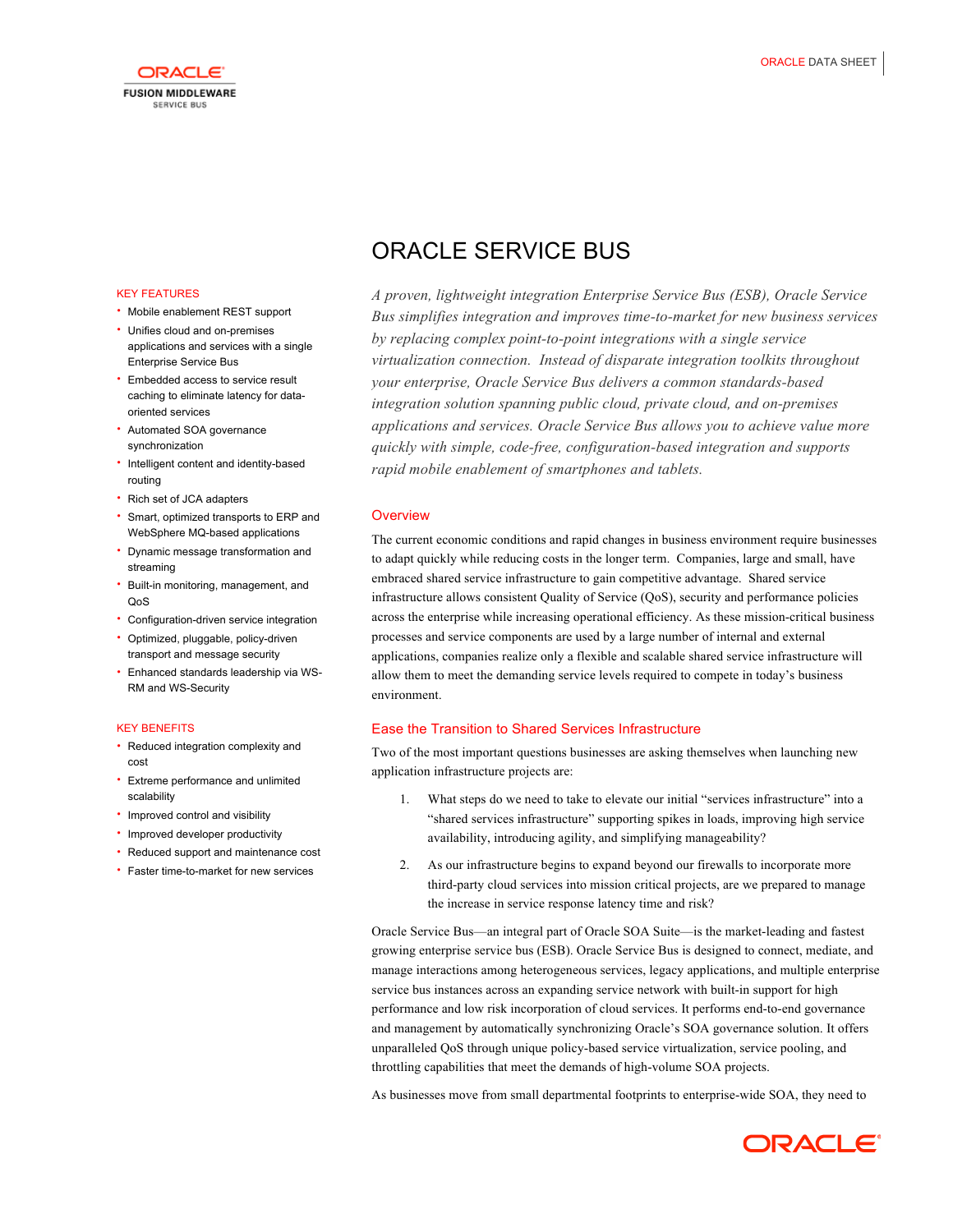# ORACLE SERVICE BUS

*A proven, lightweight integration Enterprise Service Bus (ESB), Oracle Service Bus simplifies integration and improves time-to-market for new business services by replacing complex point-to-point integrations with a single service virtualization connection. Instead of disparate integration toolkits throughout your enterprise, Oracle Service Bus delivers a common standards-based integration solution spanning public cloud, private cloud, and on-premises applications and services. Oracle Service Bus allows you to achieve value more quickly with simple, code-free, configuration-based integration and supports rapid mobile enablement of smartphones and tablets.*

### KEY FEATURES

- Mobile enablement REST support
- Unifies cloud and on-premises applications and services with a single Enterprise Service Bus
- Embedded access to service result caching to eliminate latency for data-oriented services
- Automated SOA governance synchronization
- Intelligent content and identity-based routing
- Rich set of JCA adapters
- Smart, optimized transports to ERP and WebSphere MQ-based applications
- Dynamic message transformation and streaming
- Built-in monitoring, management, and QoS
- Configuration-driven service integration
- Optimized, pluggable, policy-driven transport and message security
- Enhanced standards leadership via WS-RM and WS-Security

### KEY BENEFITS

- Reduced integration complexity and cost
- Extreme performance and unlimited scalability
- Improved control and visibility
- Improved developer productivity
- Reduced support and maintenance cost
- Faster time-to-market for new services

## Overview

The current economic conditions and rapid changes in business environment require businesses to adapt quickly while reducing costs in the longer term. Companies, large and small, have embraced shared service infrastructure to gain competitive advantage. Shared service infrastructure allows consistent Quality of Service (QoS), security and performance policies across the enterprise while increasing operational efficiency. As these mission-critical business processes and service components are used by a large number of internal and external applications, companies realize only a flexible and scalable shared service infrastructure will allow them to meet the demanding service levels required to compete in today's business environment.

## Ease the Transition to Shared Services Infrastructure

Two of the most important questions businesses are asking themselves when launching new application infrastructure projects are:

1. What steps do we need to take to elevate our initial "services infrastructure" into a "shared services infrastructure" supporting spikes in loads, improving high service availability, introducing agility, and simplifying manageability?
2. As our infrastructure begins to expand beyond our firewalls to incorporate more third-party cloud services into mission critical projects, are we prepared to manage the increase in service response latency time and risk?

Oracle Service Bus—an integral part of Oracle SOA Suite—is the market-leading and fastest growing enterprise service bus (ESB). Oracle Service Bus is designed to connect, mediate, and manage interactions among heterogeneous services, legacy applications, and multiple enterprise service bus instances across an expanding service network with built-in support for high performance and low risk incorporation of cloud services. It performs end-to-end governance and management by automatically synchronizing Oracle's SOA governance solution. It offers unparalleled QoS through unique policy-based service virtualization, service pooling, and throttling capabilities that meet the demands of high-volume SOA projects.

As businesses move from small departmental footprints to enterprise-wide SOA, they need to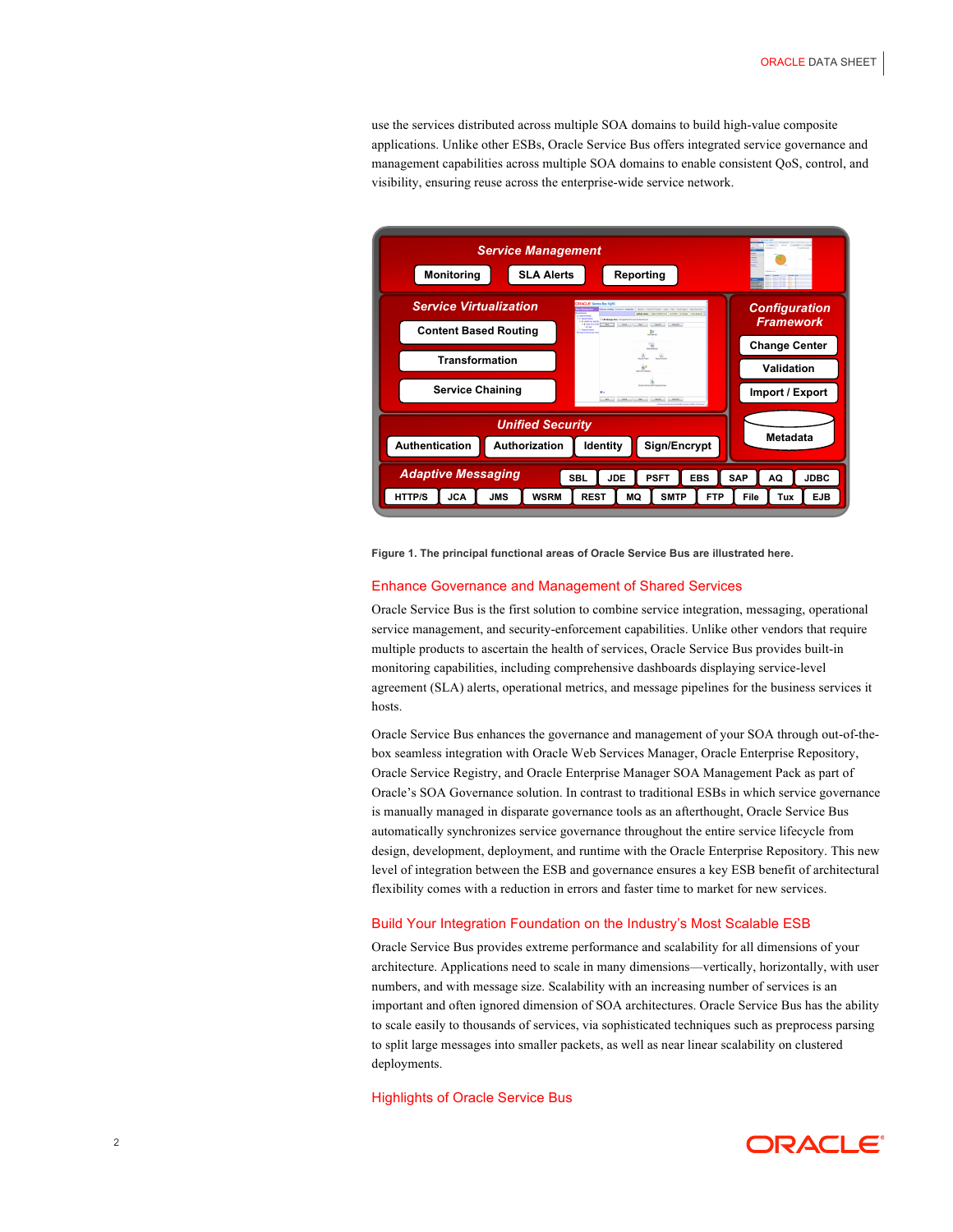use the services distributed across multiple SOA domains to build high-value composite applications. Unlike other ESBs, Oracle Service Bus offers integrated service governance and management capabilities across multiple SOA domains to enable consistent QoS, control, and visibility, ensuring reuse across the enterprise-wide service network.

Figure 1. The principal functional areas of Oracle Service Bus are illustrated here.

## Enhance Governance and Management of Shared Services

Oracle Service Bus is the first solution to combine service integration, messaging, operational service management, and security-enforcement capabilities. Unlike other vendors that require multiple products to ascertain the health of services, Oracle Service Bus provides built-in monitoring capabilities, including comprehensive dashboards displaying service-level agreement (SLA) alerts, operational metrics, and message pipelines for the business services it hosts.

Oracle Service Bus enhances the governance and management of your SOA through out-of-the-box seamless integration with Oracle Web Services Manager, Oracle Enterprise Repository, Oracle Service Registry, and Oracle Enterprise Manager SOA Management Pack as part of Oracle's SOA Governance solution. In contrast to traditional ESBs in which service governance is manually managed in disparate governance tools as an afterthought, Oracle Service Bus automatically synchronizes service governance throughout the entire service lifecycle from design, development, deployment, and runtime with the Oracle Enterprise Repository. This new level of integration between the ESB and governance ensures a key ESB benefit of architectural flexibility comes with a reduction in errors and faster time to market for new services.

## Build Your Integration Foundation on the Industry's Most Scalable ESB

Oracle Service Bus provides extreme performance and scalability for all dimensions of your architecture. Applications need to scale in many dimensions—vertically, horizontally, with user numbers, and with message size. Scalability with an increasing number of services is an important and often ignored dimension of SOA architectures. Oracle Service Bus has the ability to scale easily to thousands of services, via sophisticated techniques such as preprocess parsing to split large messages into smaller packets, as well as near linear scalability on clustered deployments.

## Highlights of Oracle Service Bus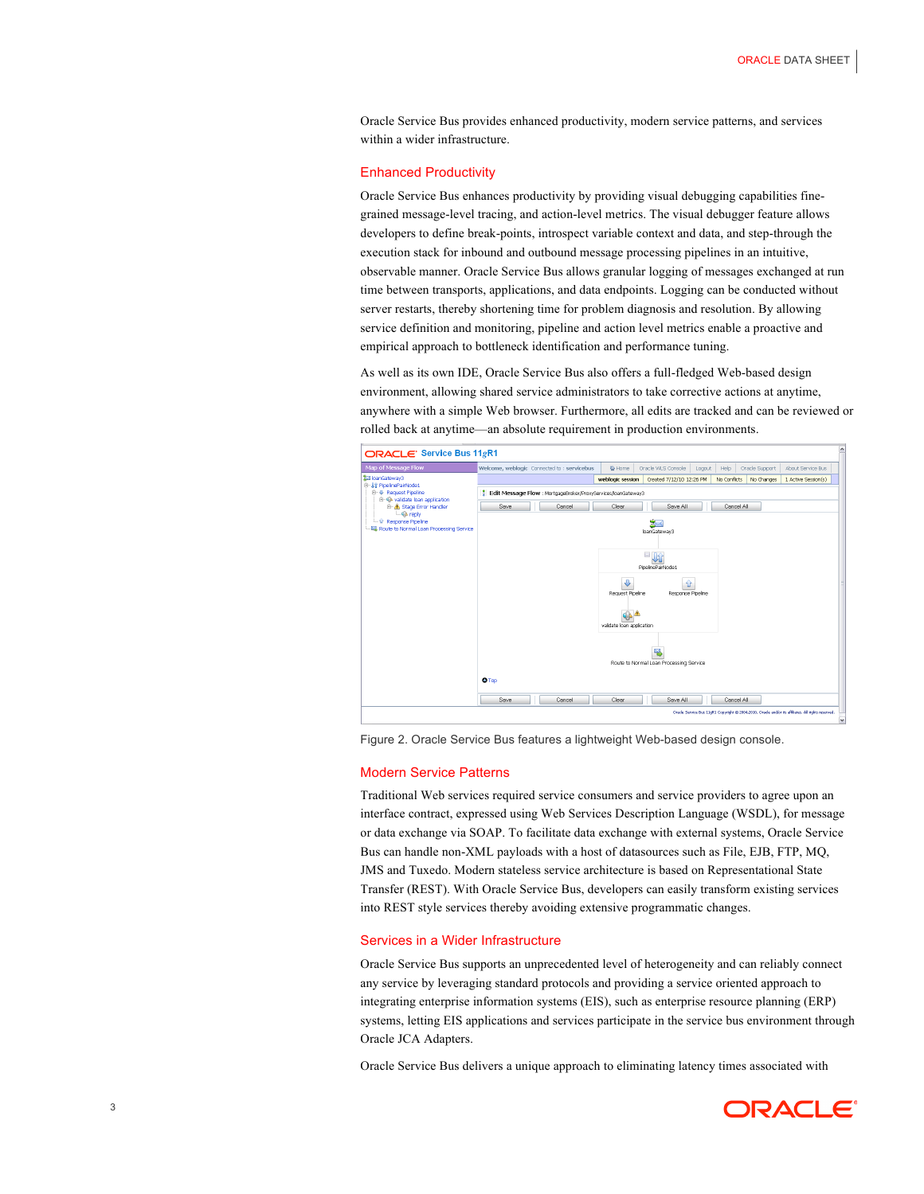Oracle Service Bus provides enhanced productivity, modern service patterns, and services within a wider infrastructure.

## Enhanced Productivity

Oracle Service Bus enhances productivity by providing visual debugging capabilities fine-grained message-level tracing, and action-level metrics. The visual debugger feature allows developers to define break-points, introspect variable context and data, and step-through the execution stack for inbound and outbound message processing pipelines in an intuitive, observable manner. Oracle Service Bus allows granular logging of messages exchanged at run time between transports, applications, and data endpoints. Logging can be conducted without server restarts, thereby shortening time for problem diagnosis and resolution. By allowing service definition and monitoring, pipeline and action level metrics enable a proactive and empirical approach to bottleneck identification and performance tuning.

As well as its own IDE, Oracle Service Bus also offers a full-fledged Web-based design environment, allowing shared service administrators to take corrective actions at anytime, anywhere with a simple Web browser. Furthermore, all edits are tracked and can be reviewed or rolled back at anytime—an absolute requirement in production environments.

Figure 2. Oracle Service Bus features a lightweight Web-based design console.

## Modern Service Patterns

Traditional Web services required service consumers and service providers to agree upon an interface contract, expressed using Web Services Description Language (WSDL), for message or data exchange via SOAP. To facilitate data exchange with external systems, Oracle Service Bus can handle non-XML payloads with a host of datasources such as File, EJB, FTP, MQ, JMS and Tuxedo. Modern stateless service architecture is based on Representational State Transfer (REST). With Oracle Service Bus, developers can easily transform existing services into REST style services thereby avoiding extensive programmatic changes.

## Services in a Wider Infrastructure

Oracle Service Bus supports an unprecedented level of heterogeneity and can reliably connect any service by leveraging standard protocols and providing a service oriented approach to integrating enterprise information systems (EIS), such as enterprise resource planning (ERP) systems, letting EIS applications and services participate in the service bus environment through Oracle JCA Adapters.

Oracle Service Bus delivers a unique approach to eliminating latency times associated with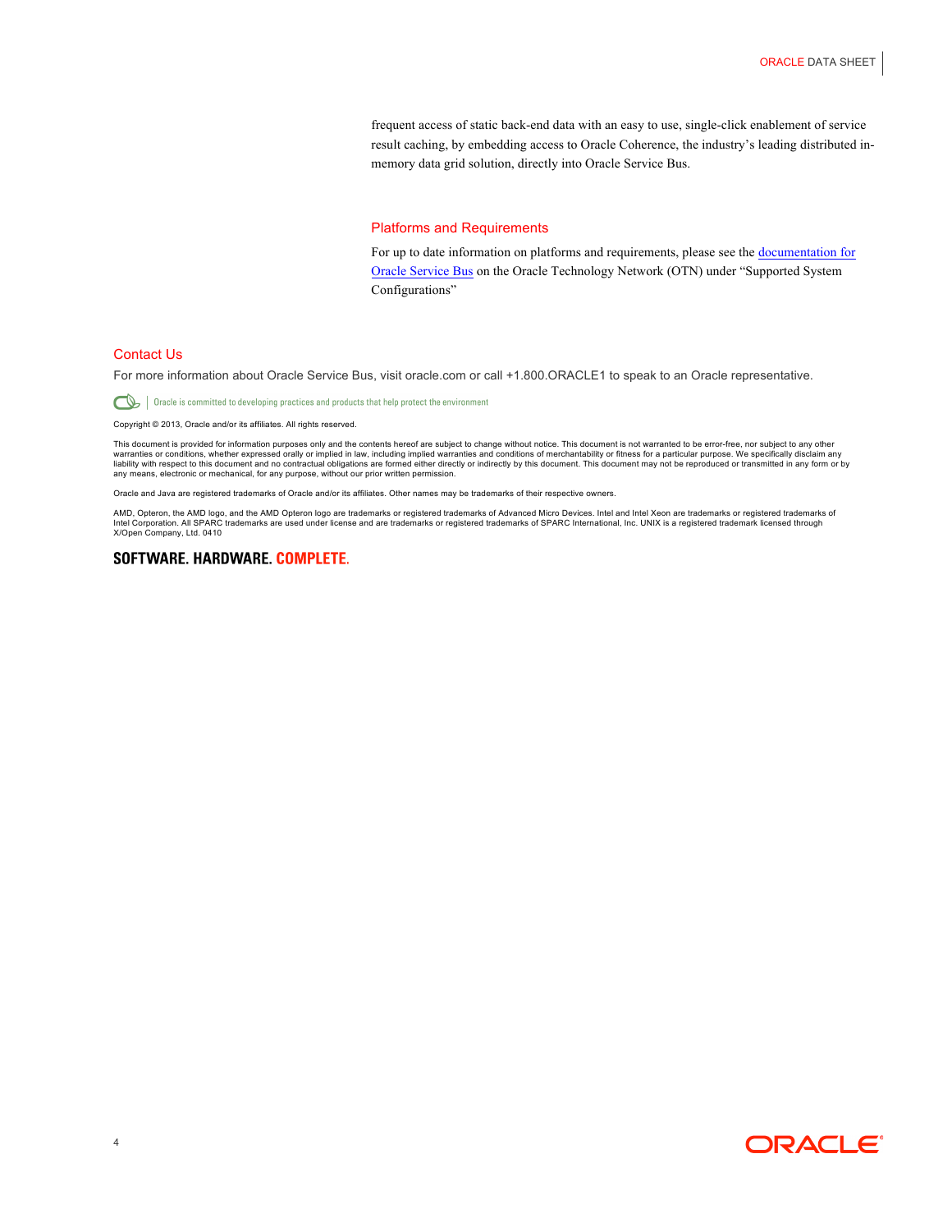frequent access of static back-end data with an easy to use, single-click enablement of service result caching, by embedding access to Oracle Coherence, the industry's leading distributed in-memory data grid solution, directly into Oracle Service Bus.

## Platforms and Requirements

For up to date information on platforms and requirements, please see the documentation for Oracle Service Bus on the Oracle Technology Network (OTN) under "Supported System Configurations"

## Contact Us

For more information about Oracle Service Bus, visit oracle.com or call +1.800.ORACLE1 to speak to an Oracle representative.

Oracle is committed to developing practices and products that help protect the environment

Copyright © 2013, Oracle and/or its affiliates. All rights reserved.

This document is provided for information purposes only and the contents hereof are subject to change without notice. This document is not warranted to be error-free, nor subject to any other warranties or conditions, whether expressed orally or implied in law, including implied warranties and conditions of merchantability or fitness for a particular purpose. We specifically disclaim any liability with respect to this document and no contractual obligations are formed either directly or indirectly by this document. This document may not be reproduced or transmitted in any form or by any means, electronic or mechanical, for any purpose, without our prior written permission.

Oracle and Java are registered trademarks of Oracle and/or its affiliates. Other names may be trademarks of their respective owners.

AMD, Opteron, the AMD logo, and the AMD Opteron logo are trademarks or registered trademarks of Advanced Micro Devices. Intel and Intel Xeon are trademarks or registered trademarks of Intel Corporation. All SPARC trademarks are used under license and are trademarks or registered trademarks of SPARC International, Inc. UNIX is a registered trademark licensed through X/Open Company, Ltd. 0410

**SOFTWARE. HARDWARE. COMPLETE.**